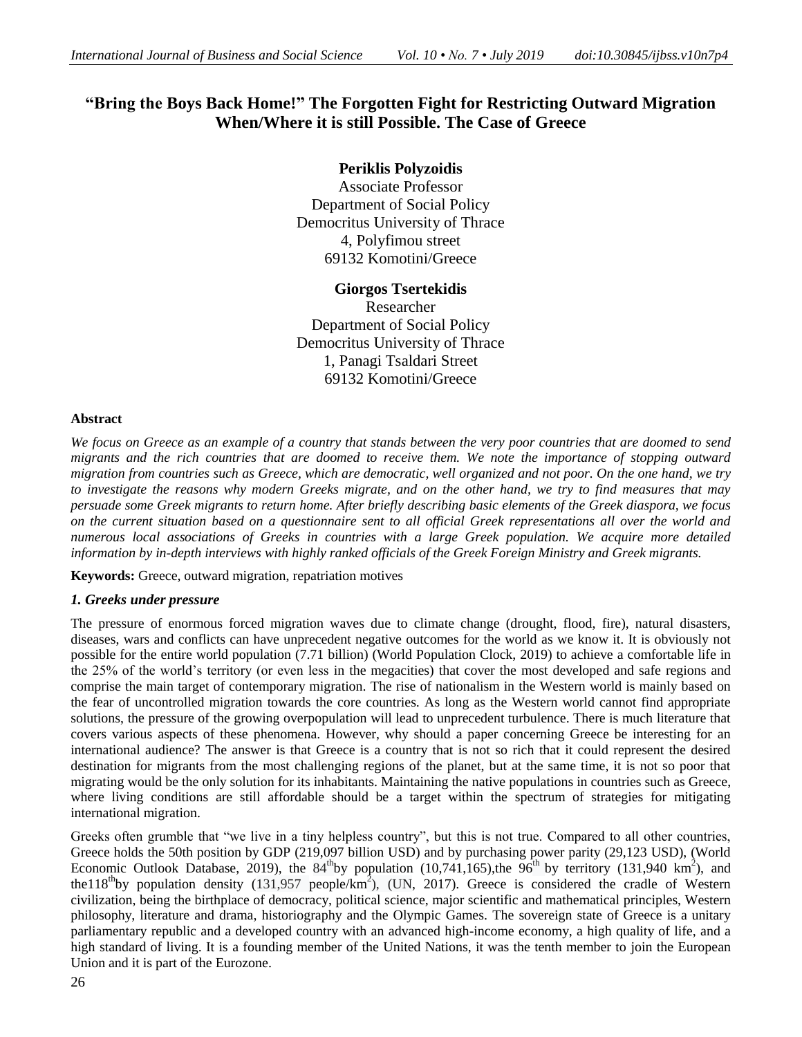# "Bring the Boys Back Home!" The Forgotten Fight for Restricting Outward Migration When/Where it is still Possible. The Case of Greece

**Periklis Polyzoidis**
Associate Professor
Department of Social Policy
Democritus University of Thrace
4, Polyfimou street
69132 Komotini/Greece

**Giorgos Tsertekidis**
Researcher
Department of Social Policy
Democritus University of Thrace
1, Panagi Tsaldari Street
69132 Komotini/Greece

**Abstract**

*We focus on Greece as an example of a country that stands between the very poor countries that are doomed to send migrants and the rich countries that are doomed to receive them. We note the importance of stopping outward migration from countries such as Greece, which are democratic, well organized and not poor. On the one hand, we try to investigate the reasons why modern Greeks migrate, and on the other hand, we try to find measures that may persuade some Greek migrants to return home. After briefly describing basic elements of the Greek diaspora, we focus on the current situation based on a questionnaire sent to all official Greek representations all over the world and numerous local associations of Greeks in countries with a large Greek population. We acquire more detailed information by in-depth interviews with highly ranked officials of the Greek Foreign Ministry and Greek migrants.*

**Keywords:** Greece, outward migration, repatriation motives

## *1. Greeks under pressure*

The pressure of enormous forced migration waves due to climate change (drought, flood, fire), natural disasters, diseases, wars and conflicts can have unprecedent negative outcomes for the world as we know it. It is obviously not possible for the entire world population (7.71 billion) (World Population Clock, 2019) to achieve a comfortable life in the 25% of the world's territory (or even less in the megacities) that cover the most developed and safe regions and comprise the main target of contemporary migration. The rise of nationalism in the Western world is mainly based on the fear of uncontrolled migration towards the core countries. As long as the Western world cannot find appropriate solutions, the pressure of the growing overpopulation will lead to unprecedent turbulence. There is much literature that covers various aspects of these phenomena. However, why should a paper concerning Greece be interesting for an international audience? The answer is that Greece is a country that is not so rich that it could represent the desired destination for migrants from the most challenging regions of the planet, but at the same time, it is not so poor that migrating would be the only solution for its inhabitants. Maintaining the native populations in countries such as Greece, where living conditions are still affordable should be a target within the spectrum of strategies for mitigating international migration.

Greeks often grumble that "we live in a tiny helpless country", but this is not true. Compared to all other countries, Greece holds the 50th position by GDP (219,097 billion USD) and by purchasing power parity (29,123 USD), (World Economic Outlook Database, 2019), the 84$^{th}$ by population (10,741,165), the 96$^{th}$ by territory (131,940 km$^2$), and the 118$^{th}$ by population density (131,957 people/km$^2$), (UN, 2017). Greece is considered the cradle of Western civilization, being the birthplace of democracy, political science, major scientific and mathematical principles, Western philosophy, literature and drama, historiography and the Olympic Games. The sovereign state of Greece is a unitary parliamentary republic and a developed country with an advanced high-income economy, a high quality of life, and a high standard of living. It is a founding member of the United Nations, it was the tenth member to join the European Union and it is part of the Eurozone.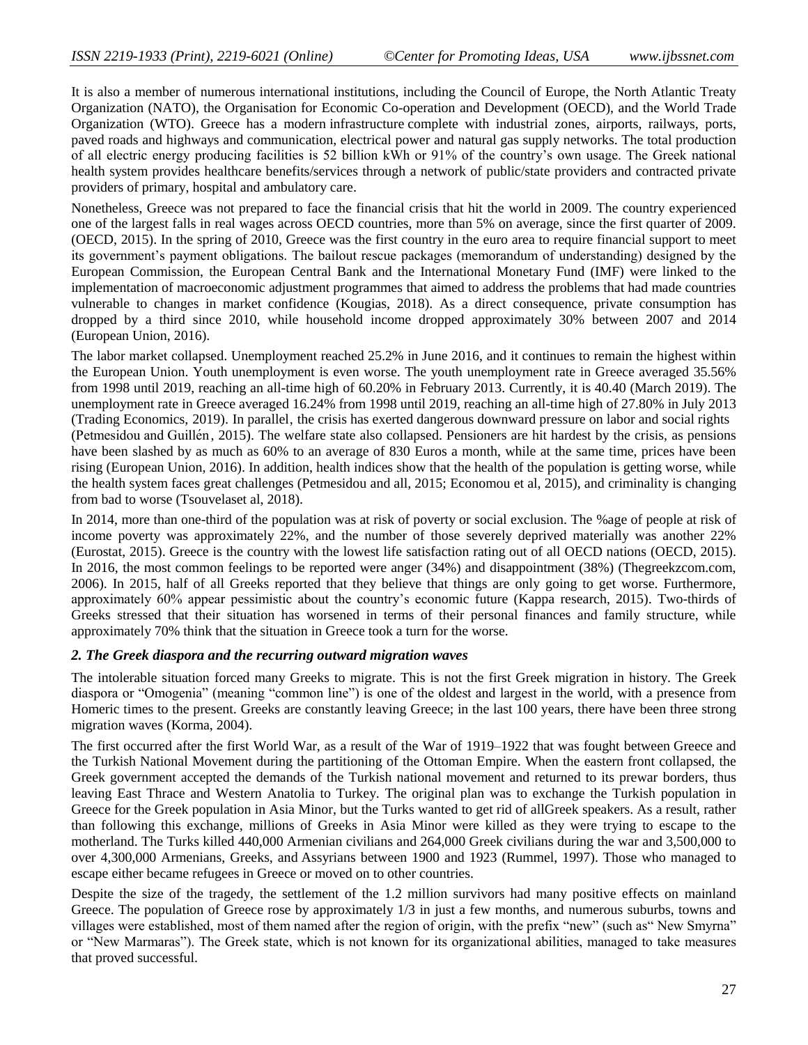It is also a member of numerous international institutions, including the Council of Europe, the North Atlantic Treaty Organization (NATO), the Organisation for Economic Co-operation and Development (OECD), and the World Trade Organization (WTO). Greece has a modern infrastructure complete with industrial zones, airports, railways, ports, paved roads and highways and communication, electrical power and natural gas supply networks. The total production of all electric energy producing facilities is 52 billion kWh or 91% of the country's own usage. The Greek national health system provides healthcare benefits/services through a network of public/state providers and contracted private providers of primary, hospital and ambulatory care.

Nonetheless, Greece was not prepared to face the financial crisis that hit the world in 2009. The country experienced one of the largest falls in real wages across OECD countries, more than 5% on average, since the first quarter of 2009. (OECD, 2015). In the spring of 2010, Greece was the first country in the euro area to require financial support to meet its government's payment obligations. The bailout rescue packages (memorandum of understanding) designed by the European Commission, the European Central Bank and the International Monetary Fund (IMF) were linked to the implementation of macroeconomic adjustment programmes that aimed to address the problems that had made countries vulnerable to changes in market confidence (Kougias, 2018). As a direct consequence, private consumption has dropped by a third since 2010, while household income dropped approximately 30% between 2007 and 2014 (European Union, 2016).

The labor market collapsed. Unemployment reached 25.2% in June 2016, and it continues to remain the highest within the European Union. Youth unemployment is even worse. The youth unemployment rate in Greece averaged 35.56% from 1998 until 2019, reaching an all-time high of 60.20% in February 2013. Currently, it is 40.40 (March 2019). The unemployment rate in Greece averaged 16.24% from 1998 until 2019, reaching an all-time high of 27.80% in July 2013 (Trading Economics, 2019). In parallel, the crisis has exerted dangerous downward pressure on labor and social rights (Petmesidou and Guillén, 2015). The welfare state also collapsed. Pensioners are hit hardest by the crisis, as pensions have been slashed by as much as 60% to an average of 830 Euros a month, while at the same time, prices have been rising (European Union, 2016). In addition, health indices show that the health of the population is getting worse, while the health system faces great challenges (Petmesidou and all, 2015; Economou et al, 2015), and criminality is changing from bad to worse (Tsouvelaset al, 2018).

In 2014, more than one-third of the population was at risk of poverty or social exclusion. The %age of people at risk of income poverty was approximately 22%, and the number of those severely deprived materially was another 22% (Eurostat, 2015). Greece is the country with the lowest life satisfaction rating out of all OECD nations (OECD, 2015). In 2016, the most common feelings to be reported were anger (34%) and disappointment (38%) (Thegreekzcom.com, 2006). In 2015, half of all Greeks reported that they believe that things are only going to get worse. Furthermore, approximately 60% appear pessimistic about the country's economic future (Kappa research, 2015). Two-thirds of Greeks stressed that their situation has worsened in terms of their personal finances and family structure, while approximately 70% think that the situation in Greece took a turn for the worse.

### *2. The Greek diaspora and the recurring outward migration waves*

The intolerable situation forced many Greeks to migrate. This is not the first Greek migration in history. The Greek diaspora or "Omogenia" (meaning "common line") is one of the oldest and largest in the world, with a presence from Homeric times to the present. Greeks are constantly leaving Greece; in the last 100 years, there have been three strong migration waves (Korma, 2004).

The first occurred after the first World War, as a result of the War of 1919–1922 that was fought between Greece and the Turkish National Movement during the partitioning of the Ottoman Empire. When the eastern front collapsed, the Greek government accepted the demands of the Turkish national movement and returned to its prewar borders, thus leaving East Thrace and Western Anatolia to Turkey. The original plan was to exchange the Turkish population in Greece for the Greek population in Asia Minor, but the Turks wanted to get rid of allGreek speakers. As a result, rather than following this exchange, millions of Greeks in Asia Minor were killed as they were trying to escape to the motherland. The Turks killed 440,000 Armenian civilians and 264,000 Greek civilians during the war and 3,500,000 to over 4,300,000 Armenians, Greeks, and Assyrians between 1900 and 1923 (Rummel, 1997). Those who managed to escape either became refugees in Greece or moved on to other countries.

Despite the size of the tragedy, the settlement of the 1.2 million survivors had many positive effects on mainland Greece. The population of Greece rose by approximately 1/3 in just a few months, and numerous suburbs, towns and villages were established, most of them named after the region of origin, with the prefix "new" (such as" New Smyrna" or "New Marmaras"). The Greek state, which is not known for its organizational abilities, managed to take measures that proved successful.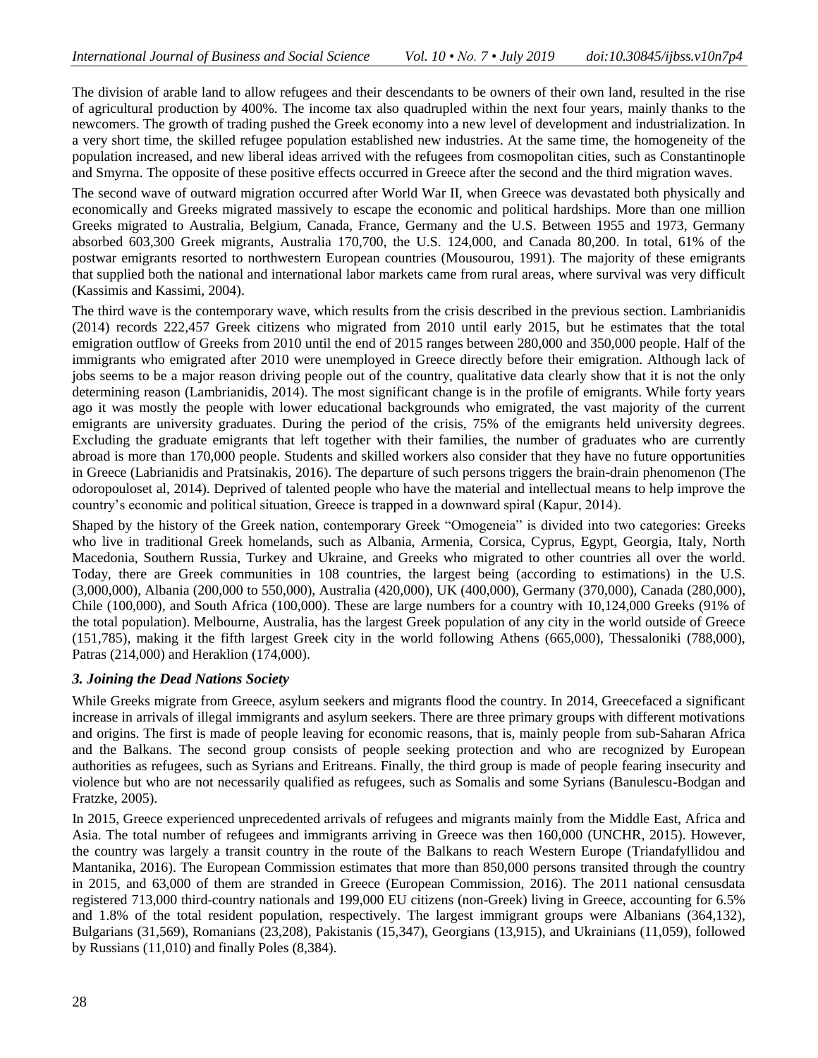The division of arable land to allow refugees and their descendants to be owners of their own land, resulted in the rise of agricultural production by 400%. The income tax also quadrupled within the next four years, mainly thanks to the newcomers. The growth of trading pushed the Greek economy into a new level of development and industrialization. In a very short time, the skilled refugee population established new industries. At the same time, the homogeneity of the population increased, and new liberal ideas arrived with the refugees from cosmopolitan cities, such as Constantinople and Smyrna. The opposite of these positive effects occurred in Greece after the second and the third migration waves.

The second wave of outward migration occurred after World War II, when Greece was devastated both physically and economically and Greeks migrated massively to escape the economic and political hardships. More than one million Greeks migrated to Australia, Belgium, Canada, France, Germany and the U.S. Between 1955 and 1973, Germany absorbed 603,300 Greek migrants, Australia 170,700, the U.S. 124,000, and Canada 80,200. In total, 61% of the postwar emigrants resorted to northwestern European countries (Mousourou, 1991). The majority of these emigrants that supplied both the national and international labor markets came from rural areas, where survival was very difficult (Kassimis and Kassimi, 2004).

The third wave is the contemporary wave, which results from the crisis described in the previous section. Lambrianidis (2014) records 222,457 Greek citizens who migrated from 2010 until early 2015, but he estimates that the total emigration outflow of Greeks from 2010 until the end of 2015 ranges between 280,000 and 350,000 people. Half of the immigrants who emigrated after 2010 were unemployed in Greece directly before their emigration. Although lack of jobs seems to be a major reason driving people out of the country, qualitative data clearly show that it is not the only determining reason (Lambrianidis, 2014). The most significant change is in the profile of emigrants. While forty years ago it was mostly the people with lower educational backgrounds who emigrated, the vast majority of the current emigrants are university graduates. During the period of the crisis, 75% of the emigrants held university degrees. Excluding the graduate emigrants that left together with their families, the number of graduates who are currently abroad is more than 170,000 people. Students and skilled workers also consider that they have no future opportunities in Greece (Labrianidis and Pratsinakis, 2016). The departure of such persons triggers the brain-drain phenomenon (The odoropouloset al, 2014). Deprived of talented people who have the material and intellectual means to help improve the country's economic and political situation, Greece is trapped in a downward spiral (Kapur, 2014).

Shaped by the history of the Greek nation, contemporary Greek "Omogeneia" is divided into two categories: Greeks who live in traditional Greek homelands, such as Albania, Armenia, Corsica, Cyprus, Egypt, Georgia, Italy, North Macedonia, Southern Russia, Turkey and Ukraine, and Greeks who migrated to other countries all over the world. Today, there are Greek communities in 108 countries, the largest being (according to estimations) in the U.S. (3,000,000), Albania (200,000 to 550,000), Australia (420,000), UK (400,000), Germany (370,000), Canada (280,000), Chile (100,000), and South Africa (100,000). These are large numbers for a country with 10,124,000 Greeks (91% of the total population). Melbourne, Australia, has the largest Greek population of any city in the world outside of Greece (151,785), making it the fifth largest Greek city in the world following Athens (665,000), Thessaloniki (788,000), Patras (214,000) and Heraklion (174,000).

### *3. Joining the Dead Nations Society*

While Greeks migrate from Greece, asylum seekers and migrants flood the country. In 2014, Greecefaced a significant increase in arrivals of illegal immigrants and asylum seekers. There are three primary groups with different motivations and origins. The first is made of people leaving for economic reasons, that is, mainly people from sub-Saharan Africa and the Balkans. The second group consists of people seeking protection and who are recognized by European authorities as refugees, such as Syrians and Eritreans. Finally, the third group is made of people fearing insecurity and violence but who are not necessarily qualified as refugees, such as Somalis and some Syrians (Banulescu-Bodgan and Fratzke, 2005).

In 2015, Greece experienced unprecedented arrivals of refugees and migrants mainly from the Middle East, Africa and Asia. The total number of refugees and immigrants arriving in Greece was then 160,000 (UNCHR, 2015). However, the country was largely a transit country in the route of the Balkans to reach Western Europe (Triandafyllidou and Mantanika, 2016). The European Commission estimates that more than 850,000 persons transited through the country in 2015, and 63,000 of them are stranded in Greece (European Commission, 2016). The 2011 national censusdata registered 713,000 third-country nationals and 199,000 EU citizens (non-Greek) living in Greece, accounting for 6.5% and 1.8% of the total resident population, respectively. The largest immigrant groups were Albanians (364,132), Bulgarians (31,569), Romanians (23,208), Pakistanis (15,347), Georgians (13,915), and Ukrainians (11,059), followed by Russians (11,010) and finally Poles (8,384).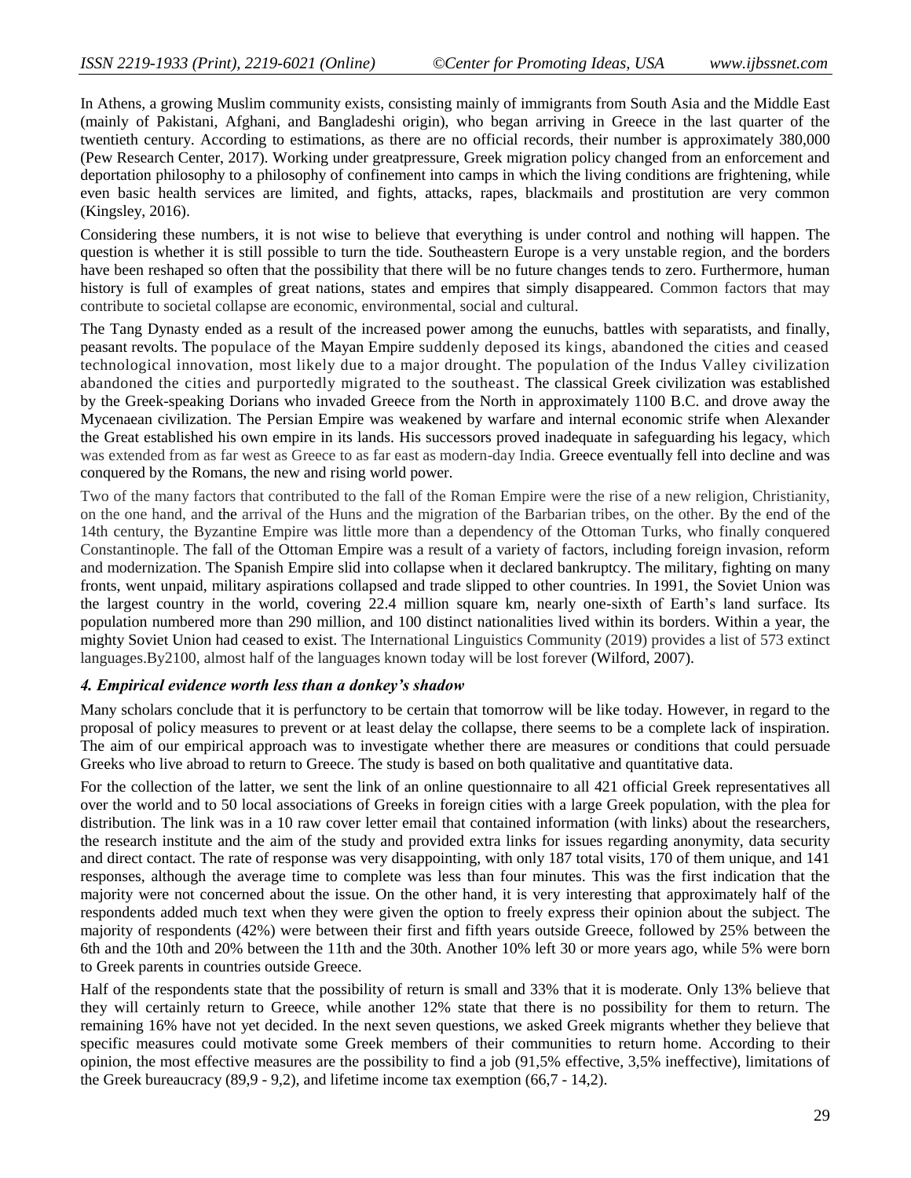In Athens, a growing Muslim community exists, consisting mainly of immigrants from South Asia and the Middle East (mainly of Pakistani, Afghani, and Bangladeshi origin), who began arriving in Greece in the last quarter of the twentieth century. According to estimations, as there are no official records, their number is approximately 380,000 (Pew Research Center, 2017). Working under greatpressure, Greek migration policy changed from an enforcement and deportation philosophy to a philosophy of confinement into camps in which the living conditions are frightening, while even basic health services are limited, and fights, attacks, rapes, blackmails and prostitution are very common (Kingsley, 2016).

Considering these numbers, it is not wise to believe that everything is under control and nothing will happen. The question is whether it is still possible to turn the tide. Southeastern Europe is a very unstable region, and the borders have been reshaped so often that the possibility that there will be no future changes tends to zero. Furthermore, human history is full of examples of great nations, states and empires that simply disappeared. Common factors that may contribute to societal collapse are economic, environmental, social and cultural.

The Tang Dynasty ended as a result of the increased power among the eunuchs, battles with separatists, and finally, peasant revolts. The populace of the Mayan Empire suddenly deposed its kings, abandoned the cities and ceased technological innovation, most likely due to a major drought. The population of the Indus Valley civilization abandoned the cities and purportedly migrated to the southeast. The classical Greek civilization was established by the Greek-speaking Dorians who invaded Greece from the North in approximately 1100 B.C. and drove away the Mycenaean civilization. The Persian Empire was weakened by warfare and internal economic strife when Alexander the Great established his own empire in its lands. His successors proved inadequate in safeguarding his legacy, which was extended from as far west as Greece to as far east as modern-day India. Greece eventually fell into decline and was conquered by the Romans, the new and rising world power.

Two of the many factors that contributed to the fall of the Roman Empire were the rise of a new religion, Christianity, on the one hand, and the arrival of the Huns and the migration of the Barbarian tribes, on the other. By the end of the 14th century, the Byzantine Empire was little more than a dependency of the Ottoman Turks, who finally conquered Constantinople. The fall of the Ottoman Empire was a result of a variety of factors, including foreign invasion, reform and modernization. The Spanish Empire slid into collapse when it declared bankruptcy. The military, fighting on many fronts, went unpaid, military aspirations collapsed and trade slipped to other countries. In 1991, the Soviet Union was the largest country in the world, covering 22.4 million square km, nearly one-sixth of Earth's land surface. Its population numbered more than 290 million, and 100 distinct nationalities lived within its borders. Within a year, the mighty Soviet Union had ceased to exist. The International Linguistics Community (2019) provides a list of 573 extinct languages.By2100, almost half of the languages known today will be lost forever (Wilford, 2007).

### *4. Empirical evidence worth less than a donkey's shadow*

Many scholars conclude that it is perfunctory to be certain that tomorrow will be like today. However, in regard to the proposal of policy measures to prevent or at least delay the collapse, there seems to be a complete lack of inspiration. The aim of our empirical approach was to investigate whether there are measures or conditions that could persuade Greeks who live abroad to return to Greece. The study is based on both qualitative and quantitative data.

For the collection of the latter, we sent the link of an online questionnaire to all 421 official Greek representatives all over the world and to 50 local associations of Greeks in foreign cities with a large Greek population, with the plea for distribution. The link was in a 10 raw cover letter email that contained information (with links) about the researchers, the research institute and the aim of the study and provided extra links for issues regarding anonymity, data security and direct contact. The rate of response was very disappointing, with only 187 total visits, 170 of them unique, and 141 responses, although the average time to complete was less than four minutes. This was the first indication that the majority were not concerned about the issue. On the other hand, it is very interesting that approximately half of the respondents added much text when they were given the option to freely express their opinion about the subject. The majority of respondents (42%) were between their first and fifth years outside Greece, followed by 25% between the 6th and the 10th and 20% between the 11th and the 30th. Another 10% left 30 or more years ago, while 5% were born to Greek parents in countries outside Greece.

Half of the respondents state that the possibility of return is small and 33% that it is moderate. Only 13% believe that they will certainly return to Greece, while another 12% state that there is no possibility for them to return. The remaining 16% have not yet decided. In the next seven questions, we asked Greek migrants whether they believe that specific measures could motivate some Greek members of their communities to return home. According to their opinion, the most effective measures are the possibility to find a job (91,5% effective, 3,5% ineffective), limitations of the Greek bureaucracy (89,9 - 9,2), and lifetime income tax exemption (66,7 - 14,2).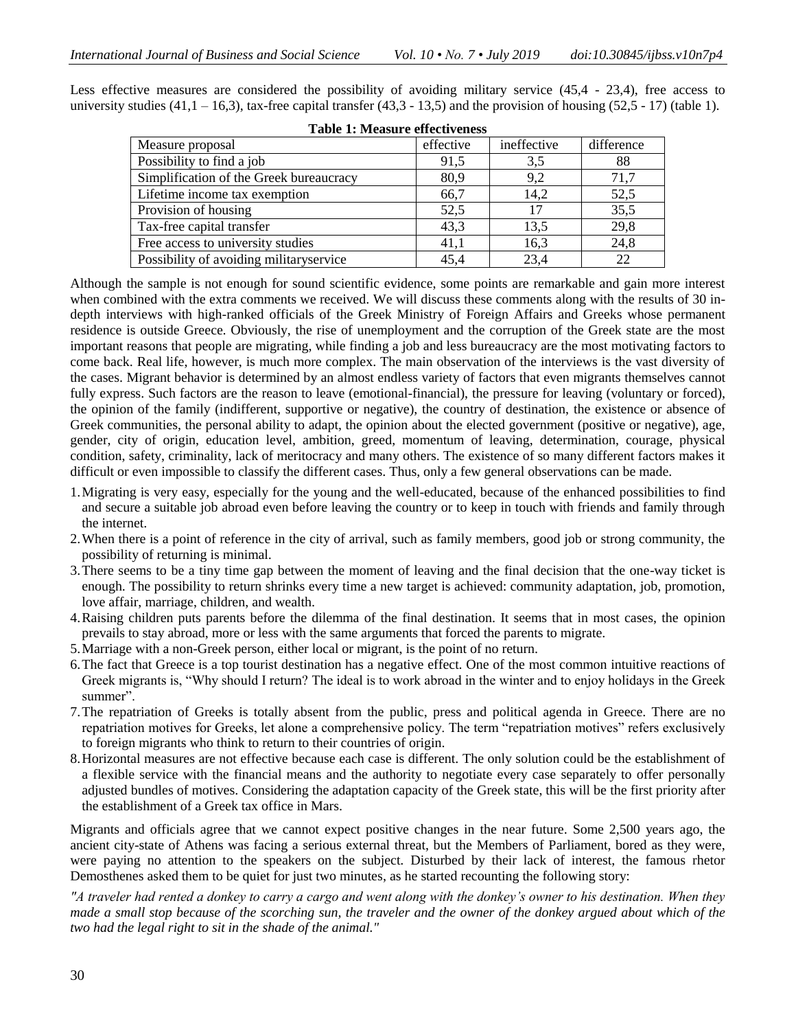Less effective measures are considered the possibility of avoiding military service (45,4 - 23,4), free access to university studies (41,1 – 16,3), tax-free capital transfer (43,3 - 13,5) and the provision of housing (52,5 - 17) (table 1).

**Table 1: Measure effectiveness**

| Measure proposal | effective | ineffective | difference |
|---|---|---|---|
| Possibility to find a job | 91,5 | 3,5 | 88 |
| Simplification of the Greek bureaucracy | 80,9 | 9,2 | 71,7 |
| Lifetime income tax exemption | 66,7 | 14,2 | 52,5 |
| Provision of housing | 52,5 | 17 | 35,5 |
| Tax-free capital transfer | 43,3 | 13,5 | 29,8 |
| Free access to university studies | 41,1 | 16,3 | 24,8 |
| Possibility of avoiding militaryservice | 45,4 | 23,4 | 22 |

Although the sample is not enough for sound scientific evidence, some points are remarkable and gain more interest when combined with the extra comments we received. We will discuss these comments along with the results of 30 in-depth interviews with high-ranked officials of the Greek Ministry of Foreign Affairs and Greeks whose permanent residence is outside Greece. Obviously, the rise of unemployment and the corruption of the Greek state are the most important reasons that people are migrating, while finding a job and less bureaucracy are the most motivating factors to come back. Real life, however, is much more complex. The main observation of the interviews is the vast diversity of the cases. Migrant behavior is determined by an almost endless variety of factors that even migrants themselves cannot fully express. Such factors are the reason to leave (emotional-financial), the pressure for leaving (voluntary or forced), the opinion of the family (indifferent, supportive or negative), the country of destination, the existence or absence of Greek communities, the personal ability to adapt, the opinion about the elected government (positive or negative), age, gender, city of origin, education level, ambition, greed, momentum of leaving, determination, courage, physical condition, safety, criminality, lack of meritocracy and many others. The existence of so many different factors makes it difficult or even impossible to classify the different cases. Thus, only a few general observations can be made.

1. Migrating is very easy, especially for the young and the well-educated, because of the enhanced possibilities to find and secure a suitable job abroad even before leaving the country or to keep in touch with friends and family through the internet.
2. When there is a point of reference in the city of arrival, such as family members, good job or strong community, the possibility of returning is minimal.
3. There seems to be a tiny time gap between the moment of leaving and the final decision that the one-way ticket is enough. The possibility to return shrinks every time a new target is achieved: community adaptation, job, promotion, love affair, marriage, children, and wealth.
4. Raising children puts parents before the dilemma of the final destination. It seems that in most cases, the opinion prevails to stay abroad, more or less with the same arguments that forced the parents to migrate.
5. Marriage with a non-Greek person, either local or migrant, is the point of no return.
6. The fact that Greece is a top tourist destination has a negative effect. One of the most common intuitive reactions of Greek migrants is, "Why should I return? The ideal is to work abroad in the winter and to enjoy holidays in the Greek summer".
7. The repatriation of Greeks is totally absent from the public, press and political agenda in Greece. There are no repatriation motives for Greeks, let alone a comprehensive policy. The term "repatriation motives" refers exclusively to foreign migrants who think to return to their countries of origin.
8. Horizontal measures are not effective because each case is different. The only solution could be the establishment of a flexible service with the financial means and the authority to negotiate every case separately to offer personally adjusted bundles of motives. Considering the adaptation capacity of the Greek state, this will be the first priority after the establishment of a Greek tax office in Mars.

Migrants and officials agree that we cannot expect positive changes in the near future. Some 2,500 years ago, the ancient city-state of Athens was facing a serious external threat, but the Members of Parliament, bored as they were, were paying no attention to the speakers on the subject. Disturbed by their lack of interest, the famous rhetor Demosthenes asked them to be quiet for just two minutes, as he started recounting the following story:

*"A traveler had rented a donkey to carry a cargo and went along with the donkey's owner to his destination. When they made a small stop because of the scorching sun, the traveler and the owner of the donkey argued about which of the two had the legal right to sit in the shade of the animal."*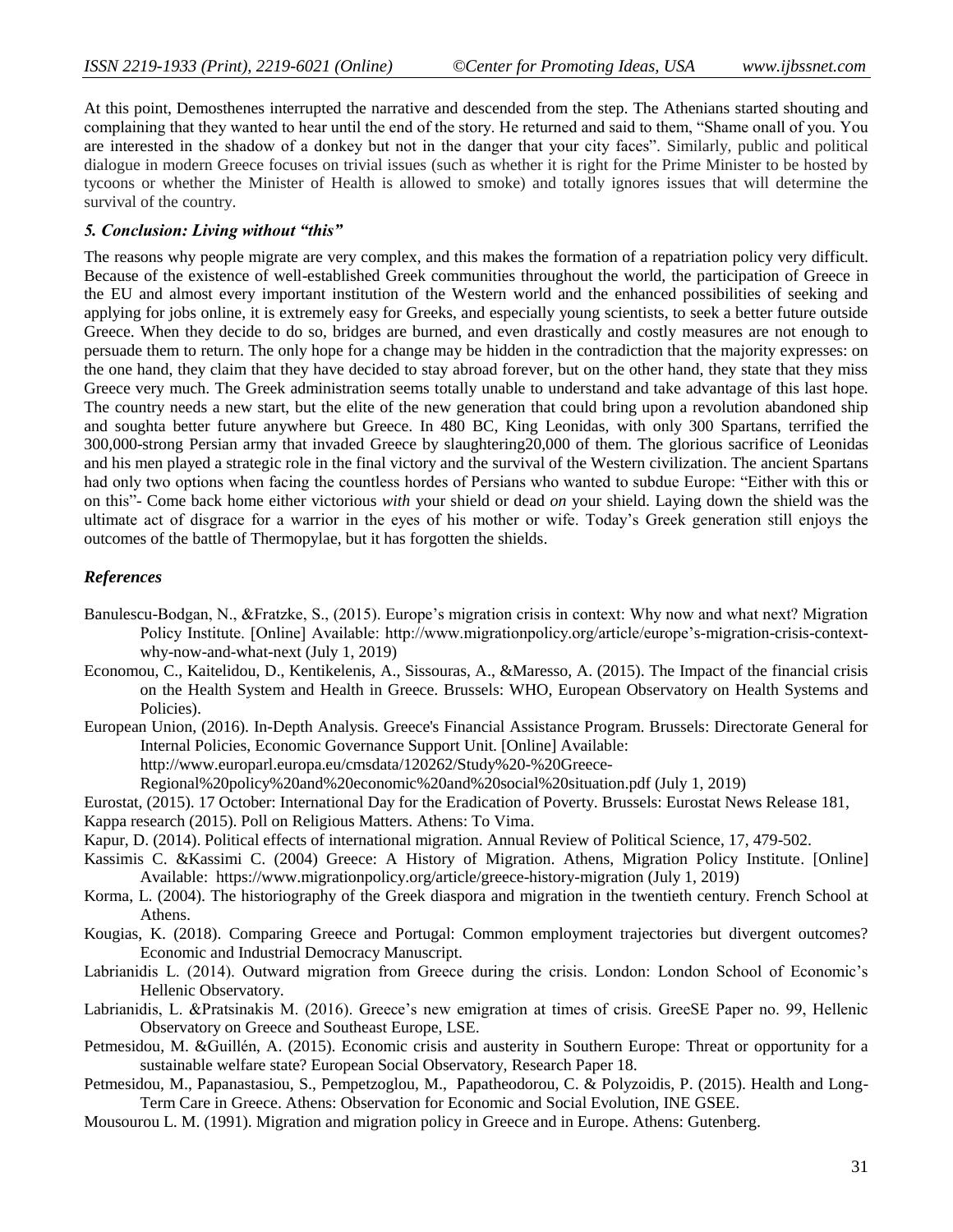At this point, Demosthenes interrupted the narrative and descended from the step. The Athenians started shouting and complaining that they wanted to hear until the end of the story. He returned and said to them, "Shame onall of you. You are interested in the shadow of a donkey but not in the danger that your city faces". Similarly, public and political dialogue in modern Greece focuses on trivial issues (such as whether it is right for the Prime Minister to be hosted by tycoons or whether the Minister of Health is allowed to smoke) and totally ignores issues that will determine the survival of the country.

### *5. Conclusion: Living without "this"*

The reasons why people migrate are very complex, and this makes the formation of a repatriation policy very difficult. Because of the existence of well-established Greek communities throughout the world, the participation of Greece in the EU and almost every important institution of the Western world and the enhanced possibilities of seeking and applying for jobs online, it is extremely easy for Greeks, and especially young scientists, to seek a better future outside Greece. When they decide to do so, bridges are burned, and even drastically and costly measures are not enough to persuade them to return. The only hope for a change may be hidden in the contradiction that the majority expresses: on the one hand, they claim that they have decided to stay abroad forever, but on the other hand, they state that they miss Greece very much. The Greek administration seems totally unable to understand and take advantage of this last hope. The country needs a new start, but the elite of the new generation that could bring upon a revolution abandoned ship and soughta better future anywhere but Greece. In 480 BC, King Leonidas, with only 300 Spartans, terrified the 300,000-strong Persian army that invaded Greece by slaughtering20,000 of them. The glorious sacrifice of Leonidas and his men played a strategic role in the final victory and the survival of the Western civilization. The ancient Spartans had only two options when facing the countless hordes of Persians who wanted to subdue Europe: "Either with this or on this"- Come back home either victorious *with* your shield or dead *on* your shield. Laying down the shield was the ultimate act of disgrace for a warrior in the eyes of his mother or wife. Today's Greek generation still enjoys the outcomes of the battle of Thermopylae, but it has forgotten the shields.

### *References*

Banulescu-Bodgan, N., &Fratzke, S., (2015). Europe's migration crisis in context: Why now and what next? Migration Policy Institute. [Online] Available: http://www.migrationpolicy.org/article/europe's-migration-crisis-context-why-now-and-what-next (July 1, 2019)

Economou, C., Kaitelidou, D., Kentikelenis, A., Sissouras, A., &Maresso, A. (2015). The Impact of the financial crisis on the Health System and Health in Greece. Brussels: WHO, European Observatory on Health Systems and Policies).

European Union, (2016). In-Depth Analysis. Greece's Financial Assistance Program. Brussels: Directorate General for Internal Policies, Economic Governance Support Unit. [Online] Available: http://www.europarl.europa.eu/cmsdata/120262/Study%20-%20Greece-Regional%20policy%20and%20economic%20and%20social%20situation.pdf (July 1, 2019)

Eurostat, (2015). 17 October: International Day for the Eradication of Poverty. Brussels: Eurostat News Release 181,

Kappa research (2015). Poll on Religious Matters. Athens: To Vima.

Kapur, D. (2014). Political effects of international migration. Annual Review of Political Science, 17, 479-502.

Kassimis C. &Kassimi C. (2004) Greece: A History of Migration. Athens, Migration Policy Institute. [Online] Available: https://www.migrationpolicy.org/article/greece-history-migration (July 1, 2019)

Korma, L. (2004). The historiography of the Greek diaspora and migration in the twentieth century. French School at Athens.

Kougias, K. (2018). Comparing Greece and Portugal: Common employment trajectories but divergent outcomes? Economic and Industrial Democracy Manuscript.

Labrianidis L. (2014). Outward migration from Greece during the crisis. London: London School of Economic's Hellenic Observatory.

Labrianidis, L. &Pratsinakis M. (2016). Greece's new emigration at times of crisis. GreeSE Paper no. 99, Hellenic Observatory on Greece and Southeast Europe, LSE.

Petmesidou, M. &Guillén, A. (2015). Economic crisis and austerity in Southern Europe: Threat or opportunity for a sustainable welfare state? European Social Observatory, Research Paper 18.

Petmesidou, M., Papanastasiou, S., Pempetzoglou, M., Papatheodorou, C. & Polyzoidis, P. (2015). Health and Long-Term Care in Greece. Athens: Observation for Economic and Social Evolution, INE GSEE.

Mousourou L. M. (1991). Migration and migration policy in Greece and in Europe. Athens: Gutenberg.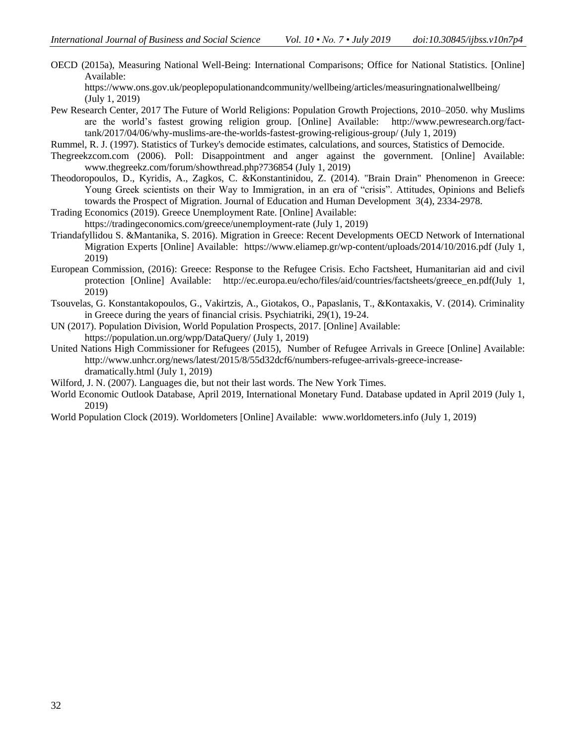OECD (2015a), Measuring National Well-Being: International Comparisons; Office for National Statistics. [Online] Available: https://www.ons.gov.uk/peoplepopulationandcommunity/wellbeing/articles/measuringnationalwellbeing/ (July 1, 2019)

Pew Research Center, 2017 The Future of World Religions: Population Growth Projections, 2010–2050. why Muslims are the world's fastest growing religion group. [Online] Available: http://www.pewresearch.org/fact-tank/2017/04/06/why-muslims-are-the-worlds-fastest-growing-religious-group/ (July 1, 2019)

Rummel, R. J. (1997). Statistics of Turkey's democide estimates, calculations, and sources, Statistics of Democide.

Thegreekzcom.com (2006). Poll: Disappointment and anger against the government. [Online] Available: www.thegreekz.com/forum/showthread.php?736854 (July 1, 2019)

Theodoropoulos, D., Kyridis, A., Zagkos, C. &Konstantinidou, Z. (2014). "Brain Drain" Phenomenon in Greece: Young Greek scientists on their Way to Immigration, in an era of "crisis". Attitudes, Opinions and Beliefs towards the Prospect of Migration. Journal of Education and Human Development 3(4), 2334-2978.

Trading Economics (2019). Greece Unemployment Rate. [Online] Available: https://tradingeconomics.com/greece/unemployment-rate (July 1, 2019)

Triandafyllidou S. &Mantanika, S. 2016). Migration in Greece: Recent Developments OECD Network of International Migration Experts [Online] Available: https://www.eliamep.gr/wp-content/uploads/2014/10/2016.pdf (July 1, 2019)

European Commission, (2016): Greece: Response to the Refugee Crisis. Echo Factsheet, Humanitarian aid and civil protection [Online] Available: http://ec.europa.eu/echo/files/aid/countries/factsheets/greece_en.pdf(July 1, 2019)

Tsouvelas, G. Konstantakopoulos, G., Vakirtzis, A., Giotakos, O., Papaslanis, T., &Kontaxakis, V. (2014). Criminality in Greece during the years of financial crisis. Psychiatriki, 29(1), 19-24.

UN (2017). Population Division, World Population Prospects, 2017. [Online] Available: https://population.un.org/wpp/DataQuery/ (July 1, 2019)

United Nations High Commissioner for Refugees (2015), Number of Refugee Arrivals in Greece [Online] Available: http://www.unhcr.org/news/latest/2015/8/55d32dcf6/numbers-refugee-arrivals-greece-increase-dramatically.html (July 1, 2019)

Wilford, J. N. (2007). Languages die, but not their last words. The New York Times.

World Economic Outlook Database, April 2019, International Monetary Fund. Database updated in April 2019 (July 1, 2019)

World Population Clock (2019). Worldometers [Online] Available: www.worldometers.info (July 1, 2019)